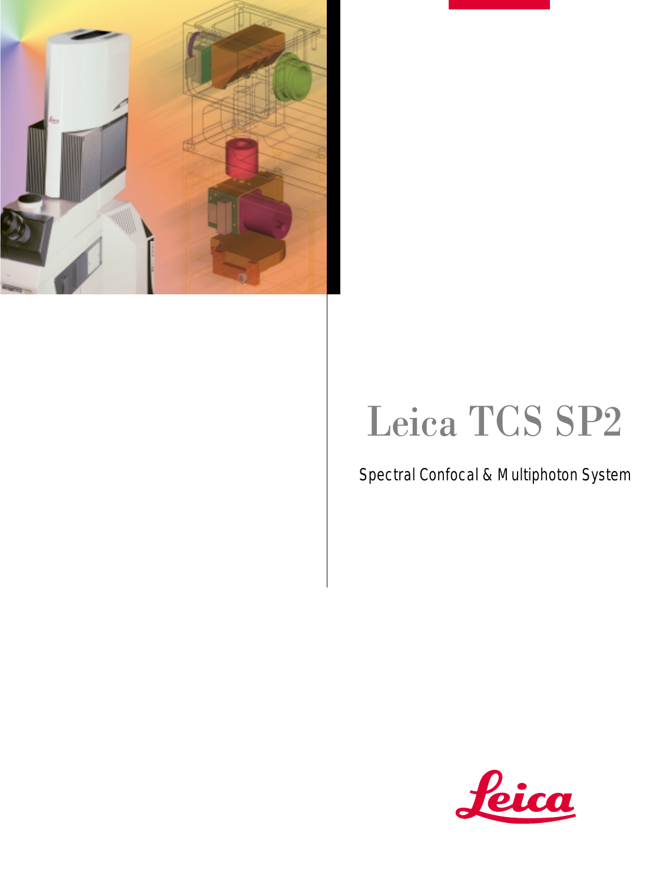# Leica TCS SP2

Spectral Confocal & Multiphoton System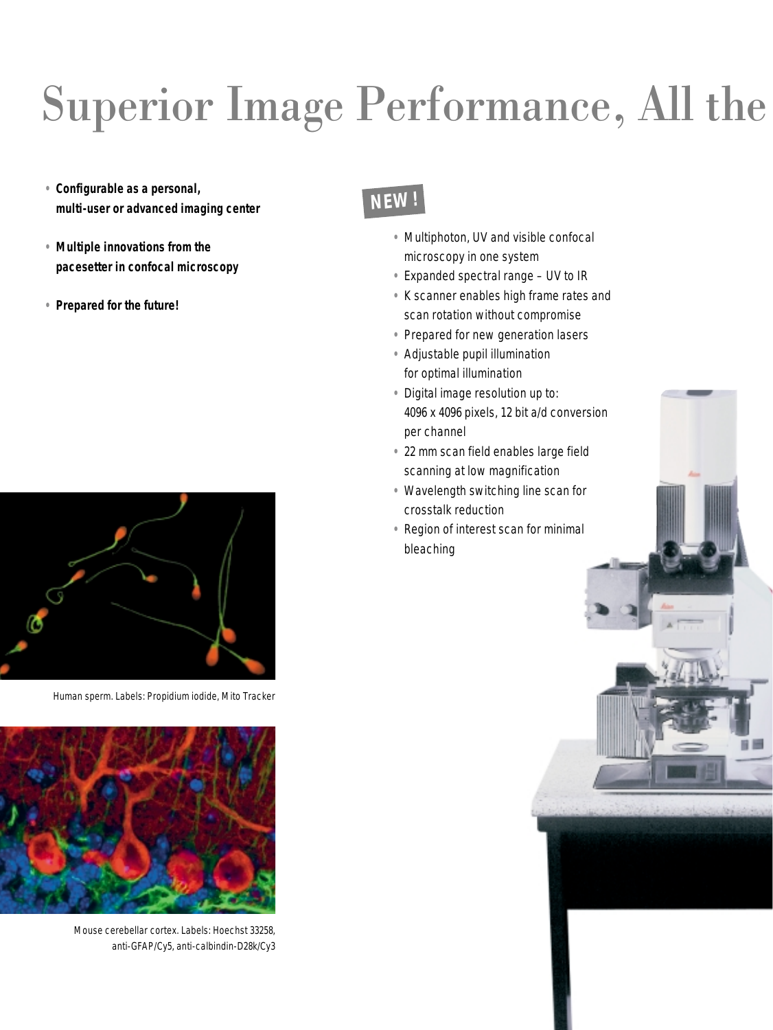# Superior Image Performance, All the

- **Configurable as a personal, multi-user or advanced imaging center**
- **Multiple innovations from the pacesetter in confocal microscopy**
- **Prepared for the future!**

**NEW !**

- Multiphoton, UV and visible confocal microscopy in one system
- Expanded spectral range – UV to IR
- K scanner enables high frame rates and scan rotation without compromise
- Prepared for new generation lasers
- Adjustable pupil illumination for optimal illumination
- Digital image resolution up to: 4096 x 4096 pixels, 12 bit a/d conversion per channel
- 22 mm scan field enables large field scanning at low magnification
- Wavelength switching line scan for crosstalk reduction
- Region of interest scan for minimal bleaching

Human sperm. Labels: Propidium iodide, Mito Tracker

Mouse cerebellar cortex. Labels: Hoechst 33258, anti-GFAP/Cy5, anti-calbindin-D28k/Cy3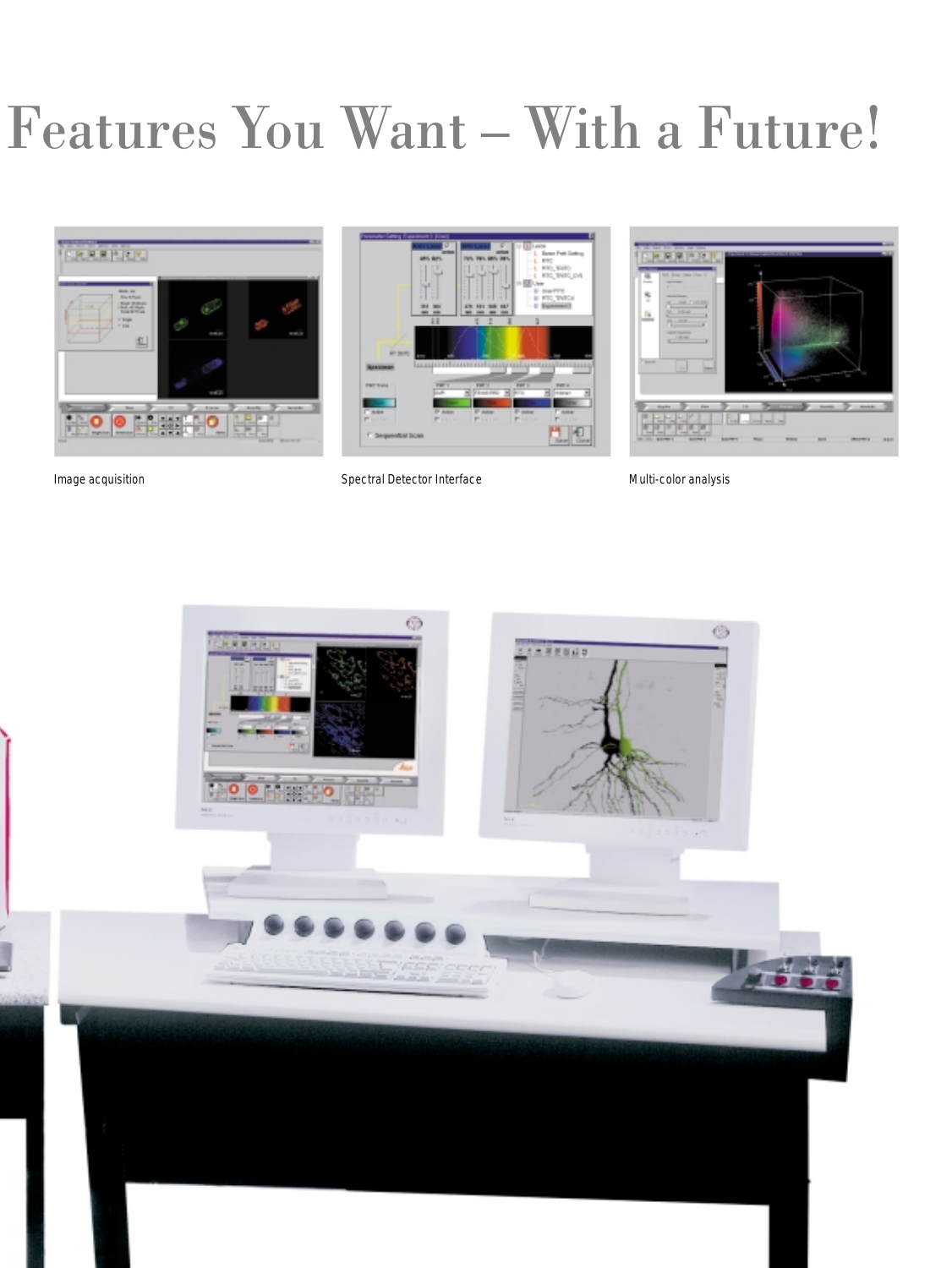# Features You Want – With a Future!

Image acquisition

Spectral Detector Interface

Multi-color analysis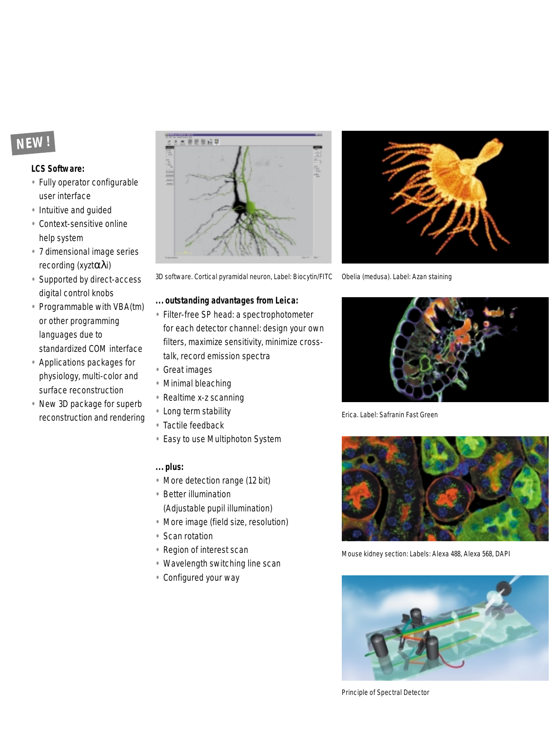NEW !

**LCS Software:**

- Fully operator configurable user interface
- Intuitive and guided
- Context-sensitive online help system
- 7 dimensional image series recording (xyzt$\alpha\lambda$i)
- Supported by direct-access digital control knobs
- Programmable with VBA(tm) or other programming languages due to standardized COM interface
- Applications packages for physiology, multi-color and surface reconstruction
- New 3D package for superb reconstruction and rendering

3D software. Cortical pyramidal neuron, Label: Biocytin/FITC

**... outstanding advantages from Leica:**

- Filter-free SP head: a spectrophotometer for each detector channel: design your own filters, maximize sensitivity, minimize cross-talk, record emission spectra
- Great images
- Minimal bleaching
- Realtime x-z scanning
- Long term stability
- Tactile feedback
- Easy to use Multiphoton System

**... plus:**

- More detection range (12 bit)
- Better illumination (Adjustable pupil illumination)
- More image (field size, resolution)
- Scan rotation
- Region of interest scan
- Wavelength switching line scan
- Configured your way

Obelia (medusa). Label: Azan staining

Erica. Label: Safranin Fast Green

Mouse kidney section: Labels: Alexa 488, Alexa 568, DAPI

Principle of Spectral Detector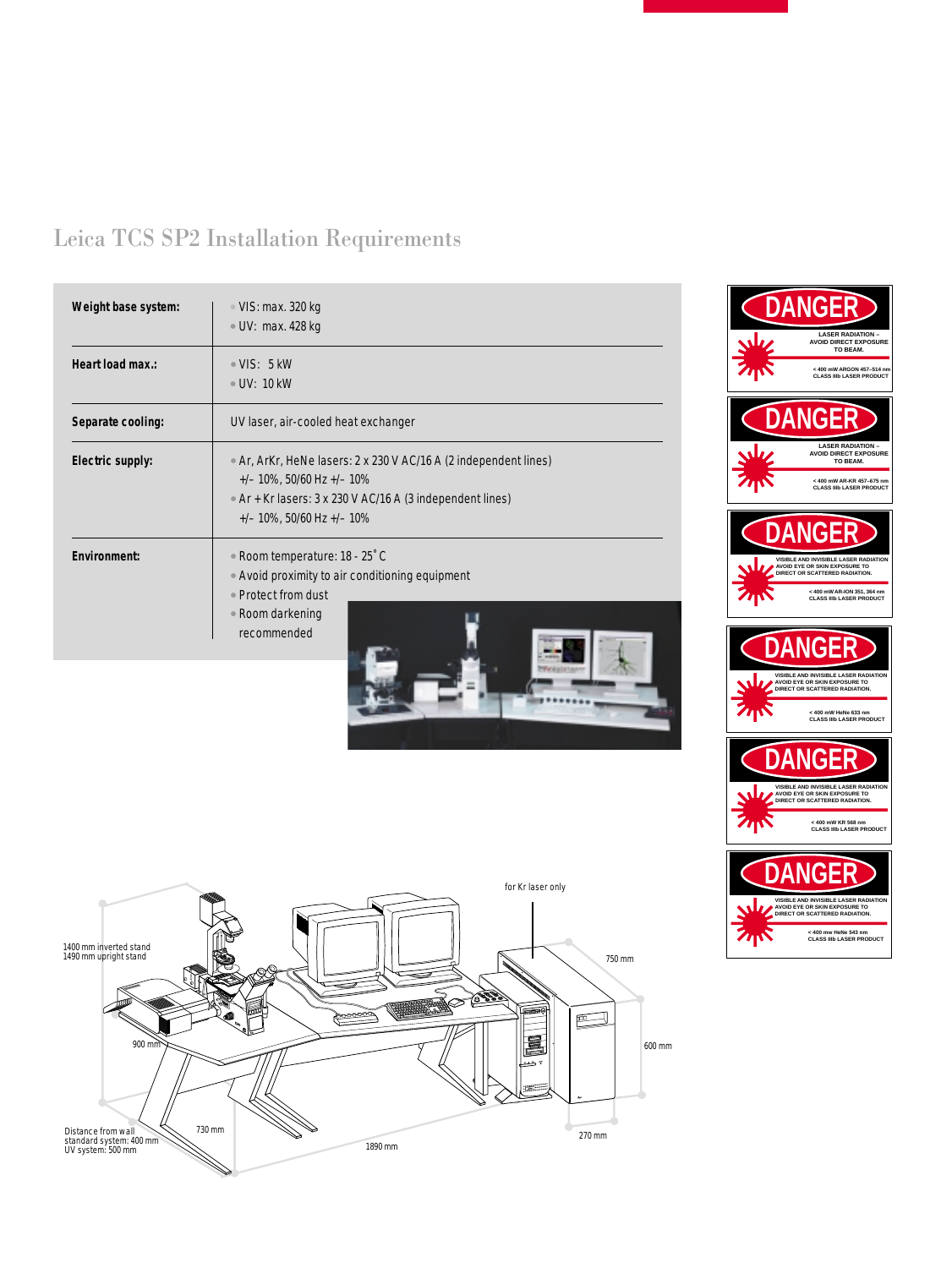# Leica TCS SP2 Installation Requirements

| | |
|---|---|
| **Weight base system:** | • VIS: max. 320 kg<br>• UV: max. 428 kg |
| **Heart load max.:** | • VIS: 5 kW<br>• UV: 10 kW |
| **Separate cooling:** | UV laser, air-cooled heat exchanger |
| **Electric supply:** | • Ar, ArKr, HeNe lasers: 2 x 230 V AC/16 A (2 independent lines) +/– 10%, 50/60 Hz +/– 10%<br>• Ar + Kr lasers: 3 x 230 V AC/16 A (3 independent lines) +/– 10%, 50/60 Hz +/– 10% |
| **Environment:** | • Room temperature: 18 - 25˚C<br>• Avoid proximity to air conditioning equipment<br>• Protect from dust<br>• Room darkening recommended |

DANGER
LASER RADIATION – AVOID DIRECT EXPOSURE TO BEAM.
< 400 mW ARGON 457–514 nm
CLASS IIIb LASER PRODUCT

DANGER
LASER RADIATION – AVOID DIRECT EXPOSURE TO BEAM.
< 400 mW AR-KR 457–675 nm
CLASS IIIb LASER PRODUCT

DANGER
VISIBLE AND INVISIBLE LASER RADIATION
AVOID EYE OR SKIN EXPOSURE TO DIRECT OR SCATTERED RADIATION.
< 400 mW AR-ION 351, 364 nm
CLASS IIIb LASER PRODUCT

DANGER
VISIBLE AND INVISIBLE LASER RADIATION
AVOID EYE OR SKIN EXPOSURE TO DIRECT OR SCATTERED RADIATION.
< 400 mW HeNe 633 nm
CLASS IIIb LASER PRODUCT

DANGER
VISIBLE AND INVISIBLE LASER RADIATION
AVOID EYE OR SKIN EXPOSURE TO DIRECT OR SCATTERED RADIATION.
< 400 mW KR 568 nm
CLASS IIIb LASER PRODUCT

DANGER
VISIBLE AND INVISIBLE LASER RADIATION
AVOID EYE OR SKIN EXPOSURE TO DIRECT OR SCATTERED RADIATION.
< 400 mw HeNe 543 nm
CLASS IIIb LASER PRODUCT

1400 mm inverted stand
1490 mm upright stand

for Kr laser only

900 mm

750 mm

600 mm

730 mm

270 mm

1890 mm

Distance from wall
standard system: 400 mm
UV system: 500 mm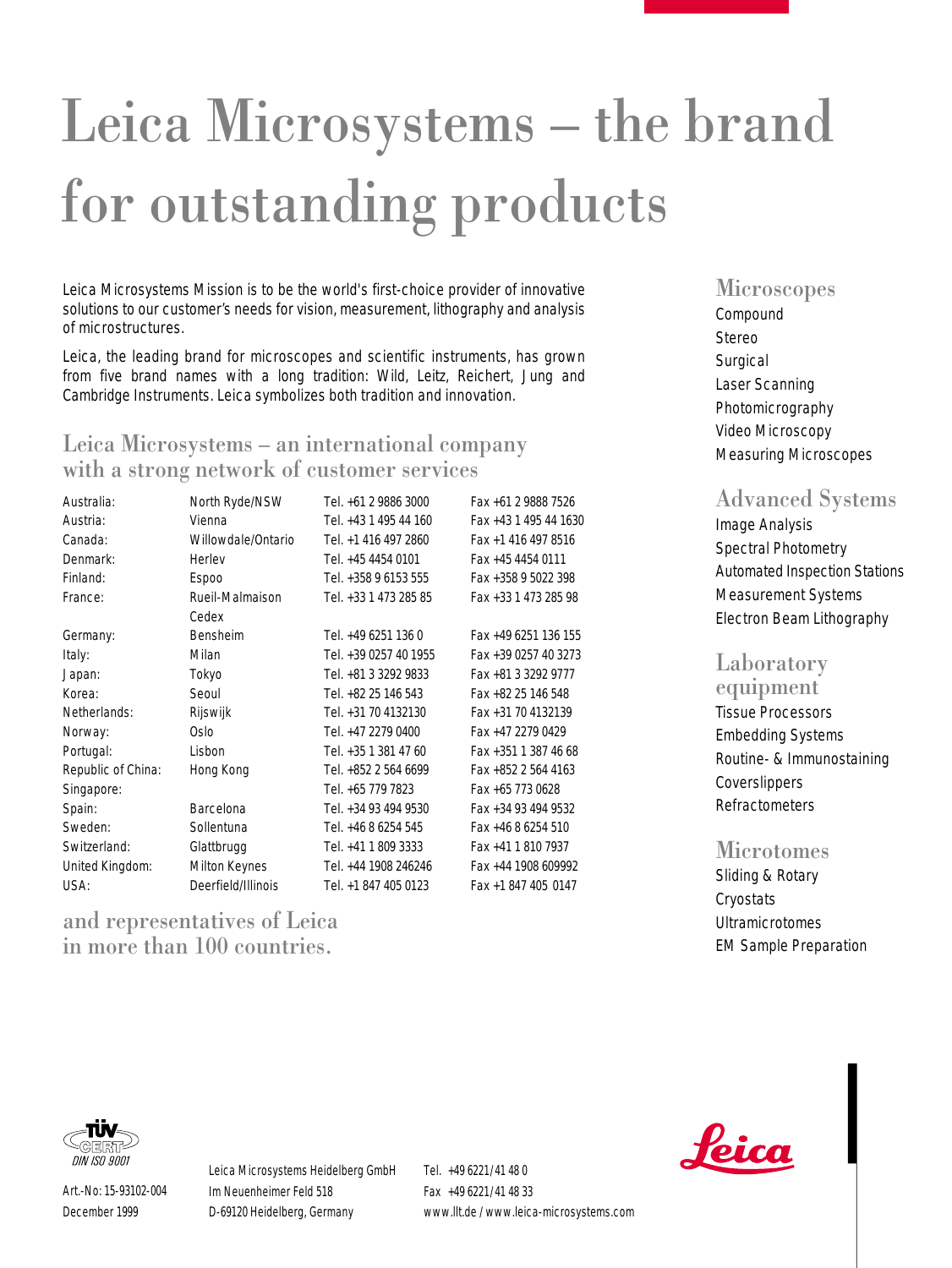# Leica Microsystems – the brand for outstanding products

Leica Microsystems Mission is to be the world's first-choice provider of innovative solutions to our customer's needs for vision, measurement, lithography and analysis of microstructures.

Leica, the leading brand for microscopes and scientific instruments, has grown from five brand names with a long tradition: Wild, Leitz, Reichert, Jung and Cambridge Instruments. Leica symbolizes both tradition and innovation.

## Leica Microsystems – an international company with a strong network of customer services

| | | | |
|---|---|---|---|
| Australia: | North Ryde/NSW | Tel. +61 2 9886 3000 | Fax +61 2 9888 7526 |
| Austria: | Vienna | Tel. +43 1 495 44 160 | Fax +43 1 495 44 1630 |
| Canada: | Willowdale/Ontario | Tel. +1 416 497 2860 | Fax +1 416 497 8516 |
| Denmark: | Herlev | Tel. +45 4454 0101 | Fax +45 4454 0111 |
| Finland: | Espoo | Tel. +358 9 6153 555 | Fax +358 9 5022 398 |
| France: | Rueil-Malmaison Cedex | Tel. +33 1 473 285 85 | Fax +33 1 473 285 98 |
| Germany: | Bensheim | Tel. +49 6251 136 0 | Fax +49 6251 136 155 |
| Italy: | Milan | Tel. +39 0257 40 1955 | Fax +39 0257 40 3273 |
| Japan: | Tokyo | Tel. +81 3 3292 9833 | Fax +81 3 3292 9777 |
| Korea: | Seoul | Tel. +82 25 146 543 | Fax +82 25 146 548 |
| Netherlands: | Rijswijk | Tel. +31 70 4132130 | Fax +31 70 4132139 |
| Norway: | Oslo | Tel. +47 2279 0400 | Fax +47 2279 0429 |
| Portugal: | Lisbon | Tel. +35 1 381 47 60 | Fax +351 1 387 46 68 |
| Republic of China: | Hong Kong | Tel. +852 2 564 6699 | Fax +852 2 564 4163 |
| Singapore: | | Tel. +65 779 7823 | Fax +65 773 0628 |
| Spain: | Barcelona | Tel. +34 93 494 9530 | Fax +34 93 494 9532 |
| Sweden: | Sollentuna | Tel. +46 8 6254 545 | Fax +46 8 6254 510 |
| Switzerland: | Glattbrugg | Tel. +41 1 809 3333 | Fax +41 1 810 7937 |
| United Kingdom: | Milton Keynes | Tel. +44 1908 246246 | Fax +44 1908 609992 |
| USA: | Deerfield/Illinois | Tel. +1 847 405 0123 | Fax +1 847 405 0147 |

## and representatives of Leica in more than 100 countries.

## Microscopes

- Compound
- Stereo
- Surgical
- Laser Scanning
- Photomicrography
- Video Microscopy
- Measuring Microscopes

## Advanced Systems

- Image Analysis
- Spectral Photometry
- Automated Inspection Stations
- Measurement Systems
- Electron Beam Lithography

## Laboratory equipment

- Tissue Processors
- Embedding Systems
- Routine- & Immunostaining
- Coverslippers
- Refractometers

## Microtomes

- Sliding & Rotary
- Cryostats
- Ultramicrotomes
- EM Sample Preparation

TÜV CERT DIN ISO 9001

Art.-No: 15-93102-004
December 1999

Leica Microsystems Heidelberg GmbH
Im Neuenheimer Feld 518
D-69120 Heidelberg, Germany

Tel. +49 6221/41 48 0
Fax +49 6221/41 48 33
www.llt.de / www.leica-microsystems.com

Leica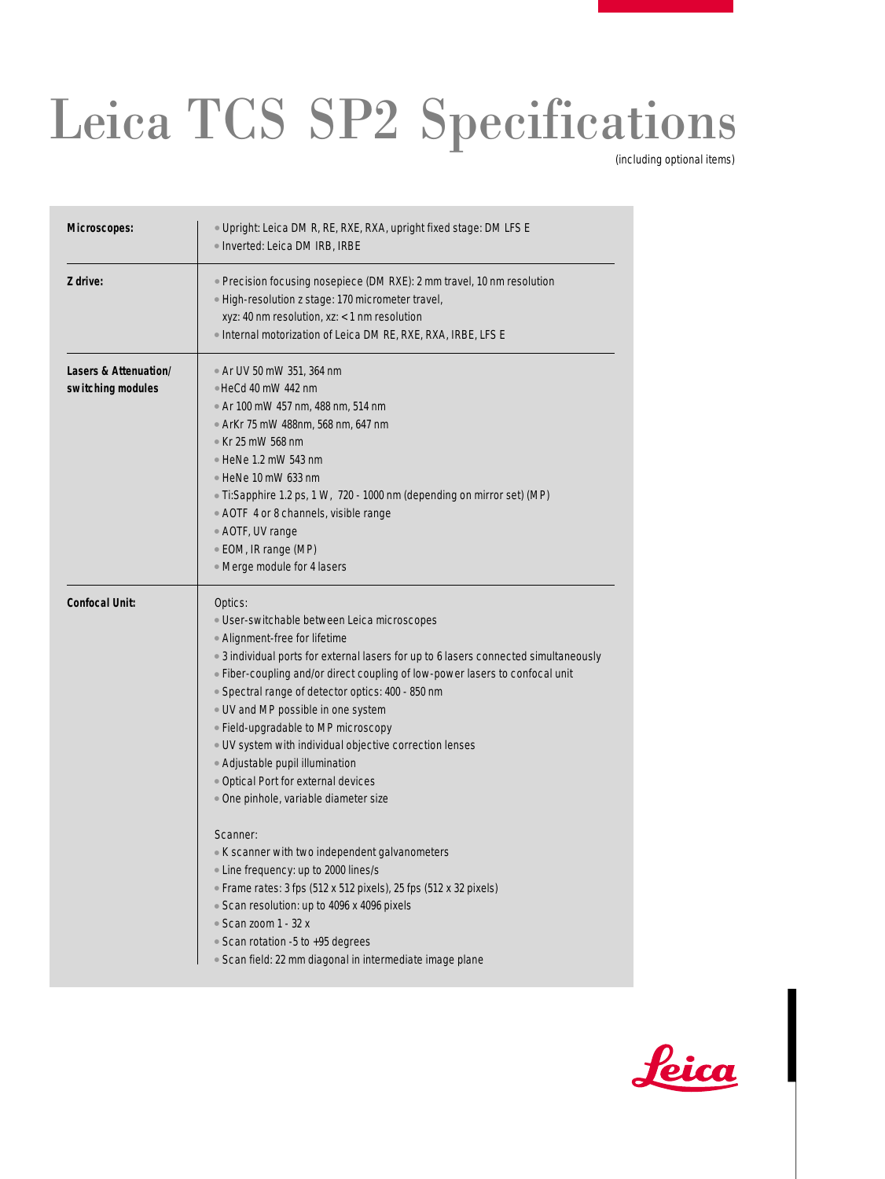# Leica TCS SP2 Specifications

(including optional items)

| | |
|---|---|
| **Microscopes:** | • Upright: Leica DM R, RE, RXE, RXA, upright fixed stage: DM LFS E<br>• Inverted: Leica DM IRB, IRBE |
| **Z drive:** | • Precision focusing nosepiece (DM RXE): 2 mm travel, 10 nm resolution<br>• High-resolution z stage: 170 micrometer travel, xyz: 40 nm resolution, xz: < 1 nm resolution<br>• Internal motorization of Leica DM RE, RXE, RXA, IRBE, LFS E |
| **Lasers & Attenuation/ switching modules** | • Ar UV 50 mW 351, 364 nm<br>• HeCd 40 mW 442 nm<br>• Ar 100 mW 457 nm, 488 nm, 514 nm<br>• ArKr 75 mW 488nm, 568 nm, 647 nm<br>• Kr 25 mW 568 nm<br>• HeNe 1.2 mW 543 nm<br>• HeNe 10 mW 633 nm<br>• Ti:Sapphire 1.2 ps, 1 W, 720 - 1000 nm (depending on mirror set) (MP)<br>• AOTF 4 or 8 channels, visible range<br>• AOTF, UV range<br>• EOM, IR range (MP)<br>• Merge module for 4 lasers |
| **Confocal Unit:** | Optics:<br>• User-switchable between Leica microscopes<br>• Alignment-free for lifetime<br>• 3 individual ports for external lasers for up to 6 lasers connected simultaneously<br>• Fiber-coupling and/or direct coupling of low-power lasers to confocal unit<br>• Spectral range of detector optics: 400 - 850 nm<br>• UV and MP possible in one system<br>• Field-upgradable to MP microscopy<br>• UV system with individual objective correction lenses<br>• Adjustable pupil illumination<br>• Optical Port for external devices<br>• One pinhole, variable diameter size<br><br>Scanner:<br>• K scanner with two independent galvanometers<br>• Line frequency: up to 2000 lines/s<br>• Frame rates: 3 fps (512 x 512 pixels), 25 fps (512 x 32 pixels)<br>• Scan resolution: up to 4096 x 4096 pixels<br>• Scan zoom 1 - 32 x<br>• Scan rotation -5 to +95 degrees<br>• Scan field: 22 mm diagonal in intermediate image plane |

Leica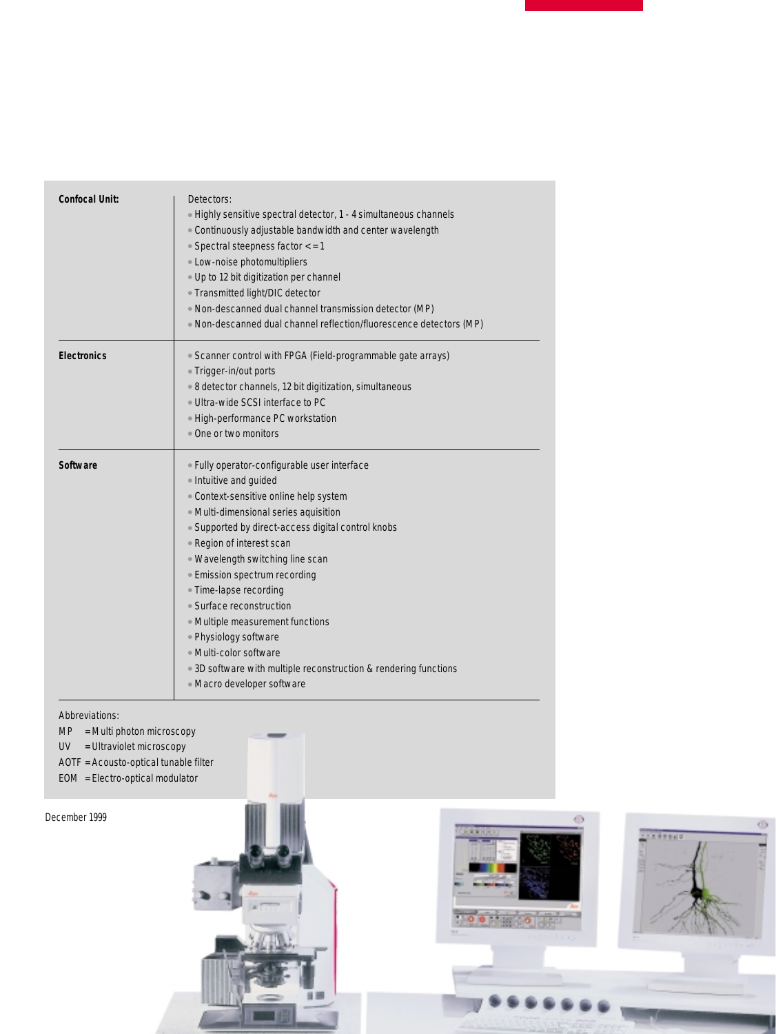| | |
|---|---|
| **Confocal Unit:** | Detectors:<br>• Highly sensitive spectral detector, 1 - 4 simultaneous channels<br>• Continuously adjustable bandwidth and center wavelength<br>• Spectral steepness factor <=1<br>• Low-noise photomultipliers<br>• Up to 12 bit digitization per channel<br>• Transmitted light/DIC detector<br>• Non-descanned dual channel transmission detector (MP)<br>• Non-descanned dual channel reflection/fluorescence detectors (MP) |
| **Electronics** | • Scanner control with FPGA (Field-programmable gate arrays)<br>• Trigger-in/out ports<br>• 8 detector channels, 12 bit digitization, simultaneous<br>• Ultra-wide SCSI interface to PC<br>• High-performance PC workstation<br>• One or two monitors |
| **Software** | • Fully operator-configurable user interface<br>• Intuitive and guided<br>• Context-sensitive online help system<br>• Multi-dimensional series aquisition<br>• Supported by direct-access digital control knobs<br>• Region of interest scan<br>• Wavelength switching line scan<br>• Emission spectrum recording<br>• Time-lapse recording<br>• Surface reconstruction<br>• Multiple measurement functions<br>• Physiology software<br>• Multi-color software<br>• 3D software with multiple reconstruction & rendering functions<br>• Macro developer software |

Abbreviations:

MP = Multi photon microscopy
UV = Ultraviolet microscopy
AOTF = Acousto-optical tunable filter
EOM = Electro-optical modulator

December 1999